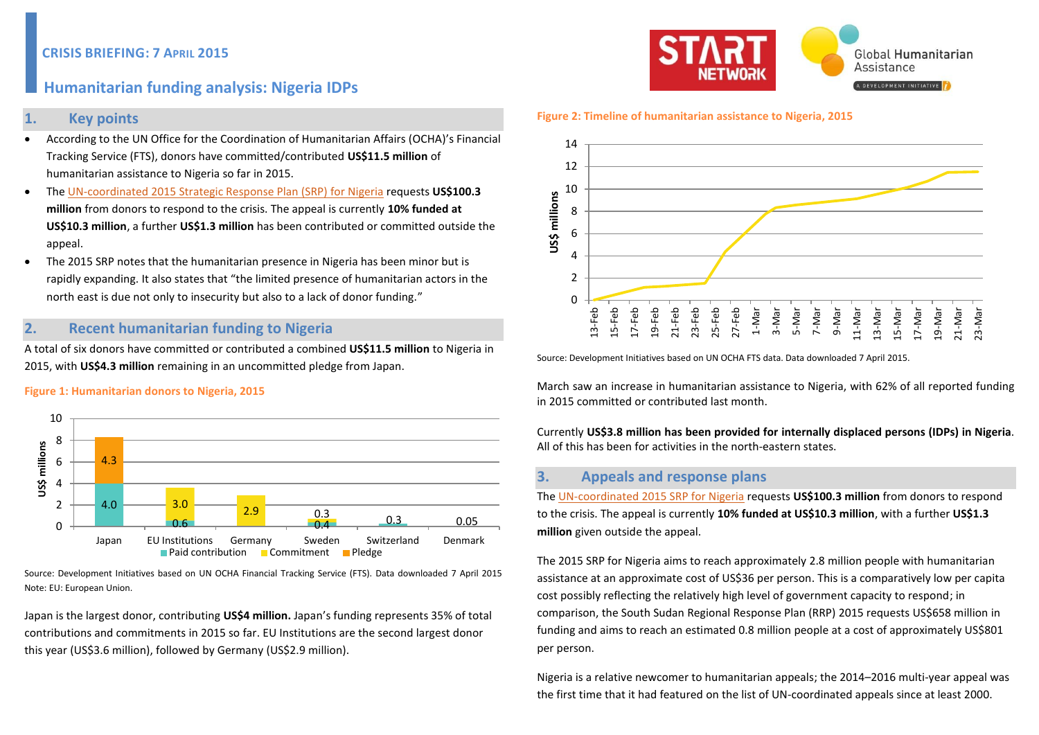**CRISIS BRIEFING: 7 APRIL 2015**

# Humanitarian funding analysis: Nigeria IDPs

## 1. Key points

- According to the UN Office for the Coordination of Humanitarian Affairs (OCHA)'s Financial Tracking Service (FTS), donors have committed/contributed **US$11.5 million** of humanitarian assistance to Nigeria so far in 2015.
- The UN-coordinated 2015 Strategic Response Plan (SRP) for Nigeria requests **US$100.3 million** from donors to respond to the crisis. The appeal is currently **10% funded at US$10.3 million**, a further **US$1.3 million** has been contributed or committed outside the appeal.
- The 2015 SRP notes that the humanitarian presence in Nigeria has been minor but is rapidly expanding. It also states that "the limited presence of humanitarian actors in the north east is due not only to insecurity but also to a lack of donor funding."

## 2. Recent humanitarian funding to Nigeria

A total of six donors have committed or contributed a combined **US$11.5 million** to Nigeria in 2015, with **US$4.3 million** remaining in an uncommitted pledge from Japan.

**Figure 1: Humanitarian donors to Nigeria, 2015**

| Donor (US$ millions) | Paid contribution | Commitment | Pledge |
|---|---|---|---|
| Japan | 4.0 | | 4.3 |
| EU Institutions | 0.6 | 3.0 | |
| Germany | | 2.9 | |
| Sweden | 0.4 | 0.3 | |
| Switzerland | 0.3 | | |
| Denmark | 0.05 | | |

Source: Development Initiatives based on UN OCHA Financial Tracking Service (FTS). Data downloaded 7 April 2015
Note: EU: European Union.

Japan is the largest donor, contributing **US$4 million.** Japan's funding represents 35% of total contributions and commitments in 2015 so far. EU Institutions are the second largest donor this year (US$3.6 million), followed by Germany (US$2.9 million).

**Figure 2: Timeline of humanitarian assistance to Nigeria, 2015**

Source: Development Initiatives based on UN OCHA FTS data. Data downloaded 7 April 2015.

March saw an increase in humanitarian assistance to Nigeria, with 62% of all reported funding in 2015 committed or contributed last month.

Currently **US$3.8 million has been provided for internally displaced persons (IDPs) in Nigeria**. All of this has been for activities in the north-eastern states.

## 3. Appeals and response plans

The UN-coordinated 2015 SRP for Nigeria requests **US$100.3 million** from donors to respond to the crisis. The appeal is currently **10% funded at US$10.3 million**, with a further **US$1.3 million** given outside the appeal.

The 2015 SRP for Nigeria aims to reach approximately 2.8 million people with humanitarian assistance at an approximate cost of US$36 per person. This is a comparatively low per capita cost possibly reflecting the relatively high level of government capacity to respond; in comparison, the South Sudan Regional Response Plan (RRP) 2015 requests US$658 million in funding and aims to reach an estimated 0.8 million people at a cost of approximately US$801 per person.

Nigeria is a relative newcomer to humanitarian appeals; the 2014–2016 multi-year appeal was the first time that it had featured on the list of UN-coordinated appeals since at least 2000.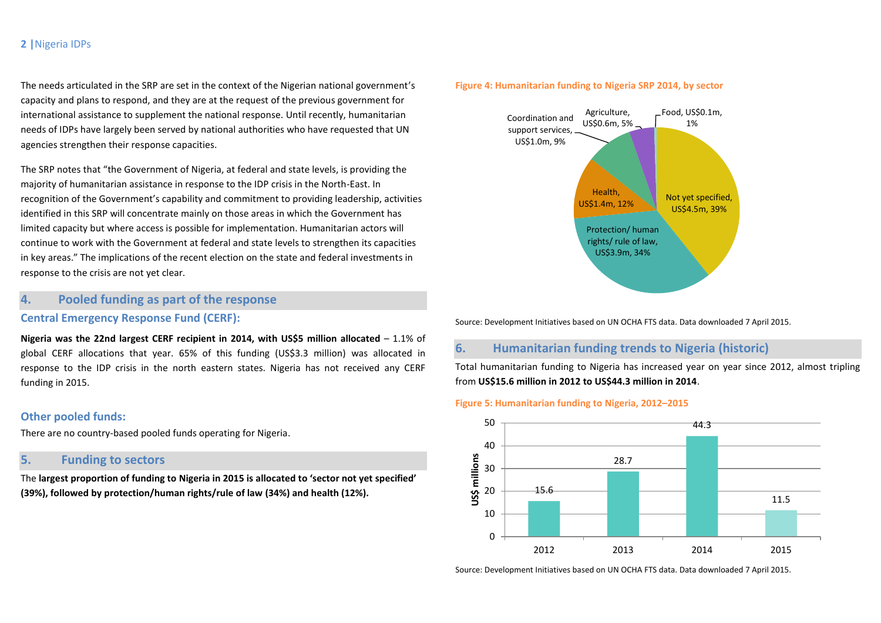The needs articulated in the SRP are set in the context of the Nigerian national government's capacity and plans to respond, and they are at the request of the previous government for international assistance to supplement the national response. Until recently, humanitarian needs of IDPs have largely been served by national authorities who have requested that UN agencies strengthen their response capacities.

The SRP notes that "the Government of Nigeria, at federal and state levels, is providing the majority of humanitarian assistance in response to the IDP crisis in the North-East. In recognition of the Government's capability and commitment to providing leadership, activities identified in this SRP will concentrate mainly on those areas in which the Government has limited capacity but where access is possible for implementation. Humanitarian actors will continue to work with the Government at federal and state levels to strengthen its capacities in key areas." The implications of the recent election on the state and federal investments in response to the crisis are not yet clear.

## 4. Pooled funding as part of the response

### Central Emergency Response Fund (CERF):

**Nigeria was the 22nd largest CERF recipient in 2014, with US$5 million allocated** – 1.1% of global CERF allocations that year. 65% of this funding (US$3.3 million) was allocated in response to the IDP crisis in the north eastern states. Nigeria has not received any CERF funding in 2015.

### Other pooled funds:

There are no country-based pooled funds operating for Nigeria.

## 5. Funding to sectors

The **largest proportion of funding to Nigeria in 2015 is allocated to 'sector not yet specified' (39%), followed by protection/human rights/rule of law (34%) and health (12%).**

**Figure 4: Humanitarian funding to Nigeria SRP 2014, by sector**

| Sector | Funding | Share |
|---|---|---|
| Not yet specified | US$4.5m | 39% |
| Protection/ human rights/ rule of law | US$3.9m | 34% |
| Health | US$1.4m | 12% |
| Coordination and support services | US$1.0m | 9% |
| Agriculture | US$0.6m | 5% |
| Food | US$0.1m | 1% |

Source: Development Initiatives based on UN OCHA FTS data. Data downloaded 7 April 2015.

## 6. Humanitarian funding trends to Nigeria (historic)

Total humanitarian funding to Nigeria has increased year on year since 2012, almost tripling from **US$15.6 million in 2012 to US$44.3 million in 2014**.

**Figure 5: Humanitarian funding to Nigeria, 2012–2015**

| Year | US$ millions |
|---|---|
| 2012 | 15.6 |
| 2013 | 28.7 |
| 2014 | 44.3 |
| 2015 | 11.5 |

Source: Development Initiatives based on UN OCHA FTS data. Data downloaded 7 April 2015.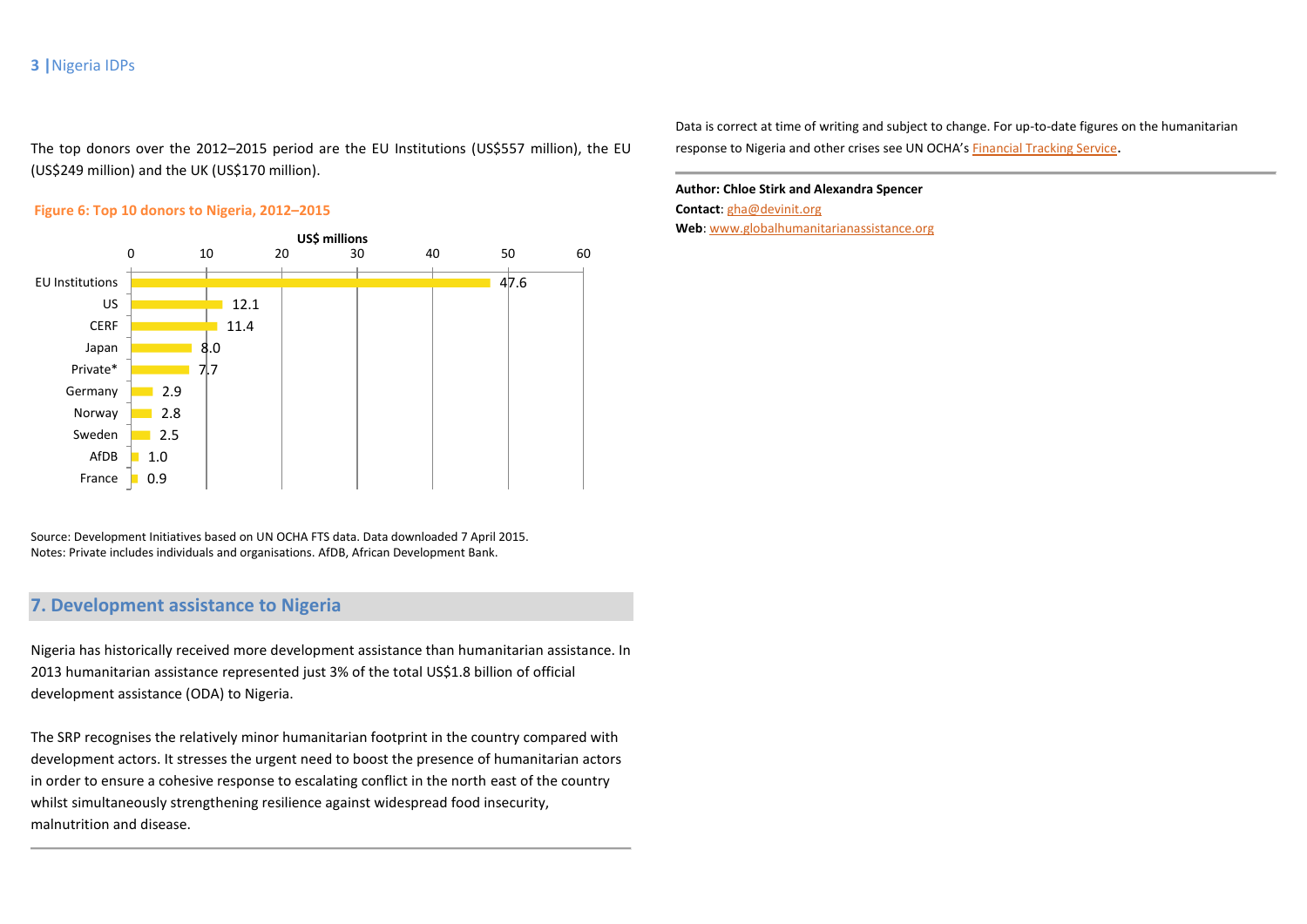The top donors over the 2012–2015 period are the EU Institutions (US$557 million), the EU (US$249 million) and the UK (US$170 million).

**Figure 6: Top 10 donors to Nigeria, 2012–2015**

US$ millions

0 10 20 30 40 50 60

EU Institutions 47.6
US 12.1
CERF 11.4
Japan 8.0
Private* 7.7
Germany 2.9
Norway 2.8
Sweden 2.5
AfDB 1.0
France 0.9

Source: Development Initiatives based on UN OCHA FTS data. Data downloaded 7 April 2015.
Notes: Private includes individuals and organisations. AfDB, African Development Bank.

## 7. Development assistance to Nigeria

Nigeria has historically received more development assistance than humanitarian assistance. In 2013 humanitarian assistance represented just 3% of the total US$1.8 billion of official development assistance (ODA) to Nigeria.

The SRP recognises the relatively minor humanitarian footprint in the country compared with development actors. It stresses the urgent need to boost the presence of humanitarian actors in order to ensure a cohesive response to escalating conflict in the north east of the country whilst simultaneously strengthening resilience against widespread food insecurity, malnutrition and disease.

Data is correct at time of writing and subject to change. For up-to-date figures on the humanitarian response to Nigeria and other crises see UN OCHA's [Financial Tracking Service](#).

---

**Author: Chloe Stirk and Alexandra Spencer**
**Contact**: gha@devinit.org
**Web**: www.globalhumanitarianassistance.org